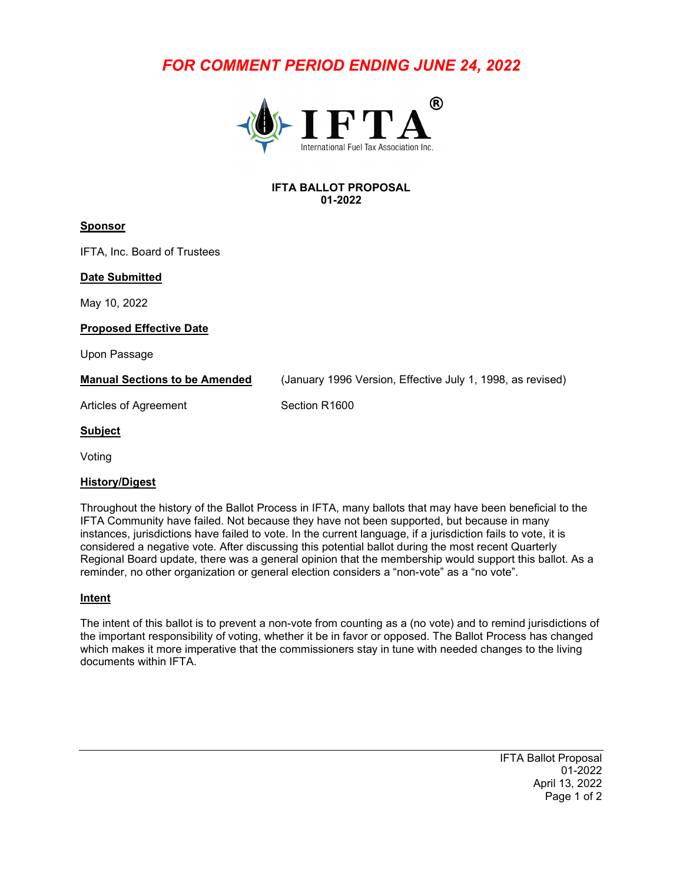***FOR COMMENT PERIOD ENDING JUNE 24, 2022***

IFTA®
International Fuel Tax Association Inc.

**IFTA BALLOT PROPOSAL**
**01-2022**

**Sponsor**

IFTA, Inc. Board of Trustees

**Date Submitted**

May 10, 2022

**Proposed Effective Date**

Upon Passage

**Manual Sections to be Amended** (January 1996 Version, Effective July 1, 1998, as revised)

| | |
|---|---|
| Articles of Agreement | Section R1600 |

**Subject**

Voting

**History/Digest**

Throughout the history of the Ballot Process in IFTA, many ballots that may have been beneficial to the IFTA Community have failed. Not because they have not been supported, but because in many instances, jurisdictions have failed to vote. In the current language, if a jurisdiction fails to vote, it is considered a negative vote. After discussing this potential ballot during the most recent Quarterly Regional Board update, there was a general opinion that the membership would support this ballot. As a reminder, no other organization or general election considers a "non-vote" as a "no vote".

**Intent**

The intent of this ballot is to prevent a non-vote from counting as a (no vote) and to remind jurisdictions of the important responsibility of voting, whether it be in favor or opposed. The Ballot Process has changed which makes it more imperative that the commissioners stay in tune with needed changes to the living documents within IFTA.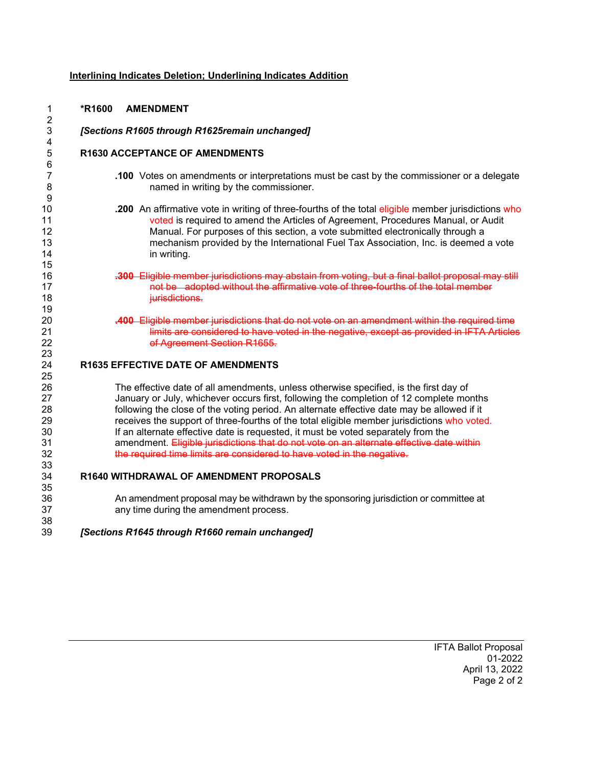**Interlining Indicates Deletion; Underlining Indicates Addition**

**\*R1600 AMENDMENT**

***[Sections R1605 through R1625remain unchanged]***

**R1630 ACCEPTANCE OF AMENDMENTS**

**.100** Votes on amendments or interpretations must be cast by the commissioner or a delegate named in writing by the commissioner.

**.200** An affirmative vote in writing of three-fourths of the total eligible member jurisdictions who voted is required to amend the Articles of Agreement, Procedures Manual, or Audit Manual. For purposes of this section, a vote submitted electronically through a mechanism provided by the International Fuel Tax Association, Inc. is deemed a vote in writing.

~~**.300** Eligible member jurisdictions may abstain from voting, but a final ballot proposal may still not be adopted without the affirmative vote of three-fourths of the total member jurisdictions.~~

~~**.400** Eligible member jurisdictions that do not vote on an amendment within the required time limits are considered to have voted in the negative, except as provided in IFTA Articles of Agreement Section R1655.~~

**R1635 EFFECTIVE DATE OF AMENDMENTS**

The effective date of all amendments, unless otherwise specified, is the first day of January or July, whichever occurs first, following the completion of 12 complete months following the close of the voting period. An alternate effective date may be allowed if it receives the support of three-fourths of the total eligible member jurisdictions who voted. If an alternate effective date is requested, it must be voted separately from the amendment. ~~Eligible jurisdictions that do not vote on an alternate effective date within the required time limits are considered to have voted in the negative.~~

**R1640 WITHDRAWAL OF AMENDMENT PROPOSALS**

An amendment proposal may be withdrawn by the sponsoring jurisdiction or committee at any time during the amendment process.

***[Sections R1645 through R1660 remain unchanged]***

IFTA Ballot Proposal
01-2022
April 13, 2022